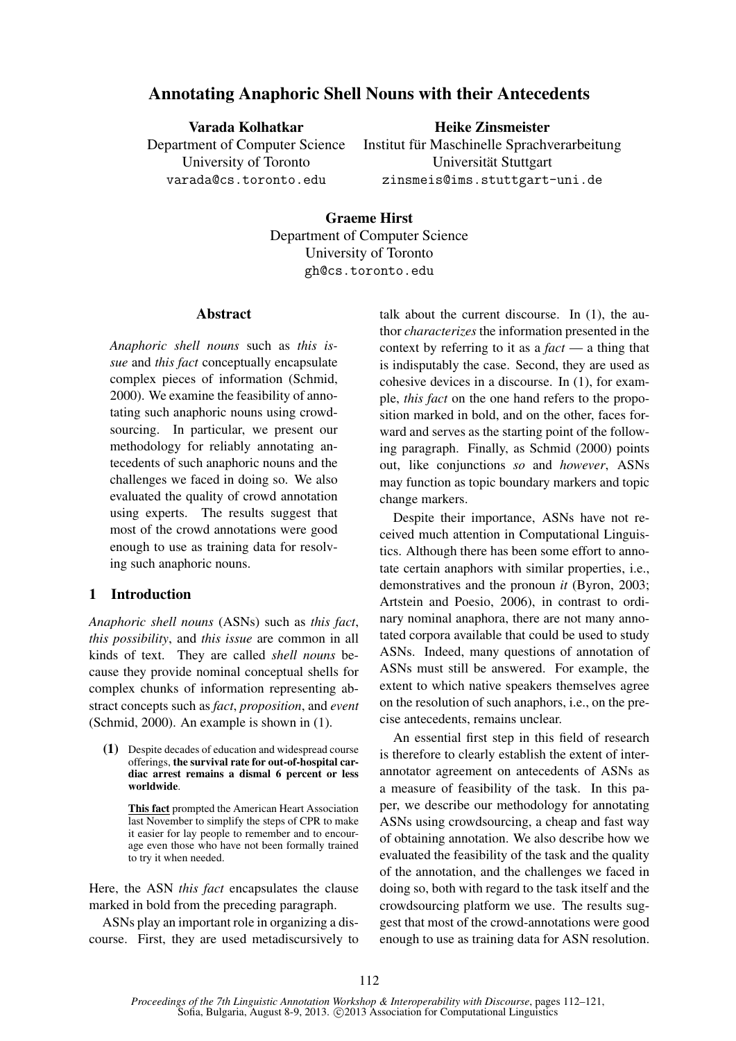# Annotating Anaphoric Shell Nouns with their Antecedents

**Varada Kolhatkar**
Department of Computer Science
University of Toronto
varada@cs.toronto.edu

**Heike Zinsmeister**
Institut für Maschinelle Sprachverarbeitung
Universität Stuttgart
zinsmeis@ims.stuttgart-uni.de

**Graeme Hirst**
Department of Computer Science
University of Toronto
gh@cs.toronto.edu

## Abstract

*Anaphoric shell nouns* such as *this issue* and *this fact* conceptually encapsulate complex pieces of information (Schmid, 2000). We examine the feasibility of annotating such anaphoric nouns using crowdsourcing. In particular, we present our methodology for reliably annotating antecedents of such anaphoric nouns and the challenges we faced in doing so. We also evaluated the quality of crowd annotation using experts. The results suggest that most of the crowd annotations were good enough to use as training data for resolving such anaphoric nouns.

## 1 Introduction

*Anaphoric shell nouns* (ASNs) such as *this fact*, *this possibility*, and *this issue* are common in all kinds of text. They are called *shell nouns* because they provide nominal conceptual shells for complex chunks of information representing abstract concepts such as *fact*, *proposition*, and *event* (Schmid, 2000). An example is shown in (1).

**(1)** Despite decades of education and widespread course offerings, **the survival rate for out-of-hospital cardiac arrest remains a dismal 6 percent or less worldwide**.

**<u>This fact</u>** prompted the American Heart Association last November to simplify the steps of CPR to make it easier for lay people to remember and to encourage even those who have not been formally trained to try it when needed.

Here, the ASN *this fact* encapsulates the clause marked in bold from the preceding paragraph.

ASNs play an important role in organizing a discourse. First, they are used metadiscursively to talk about the current discourse. In (1), the author *characterizes* the information presented in the context by referring to it as a *fact* — a thing that is indisputably the case. Second, they are used as cohesive devices in a discourse. In (1), for example, *this fact* on the one hand refers to the proposition marked in bold, and on the other, faces forward and serves as the starting point of the following paragraph. Finally, as Schmid (2000) points out, like conjunctions *so* and *however*, ASNs may function as topic boundary markers and topic change markers.

Despite their importance, ASNs have not received much attention in Computational Linguistics. Although there has been some effort to annotate certain anaphors with similar properties, i.e., demonstratives and the pronoun *it* (Byron, 2003; Artstein and Poesio, 2006), in contrast to ordinary nominal anaphora, there are not many annotated corpora available that could be used to study ASNs. Indeed, many questions of annotation of ASNs must still be answered. For example, the extent to which native speakers themselves agree on the resolution of such anaphors, i.e., on the precise antecedents, remains unclear.

An essential first step in this field of research is therefore to clearly establish the extent of inter-annotator agreement on antecedents of ASNs as a measure of feasibility of the task. In this paper, we describe our methodology for annotating ASNs using crowdsourcing, a cheap and fast way of obtaining annotation. We also describe how we evaluated the feasibility of the task and the quality of the annotation, and the challenges we faced in doing so, both with regard to the task itself and the crowdsourcing platform we use. The results suggest that most of the crowd-annotations were good enough to use as training data for ASN resolution.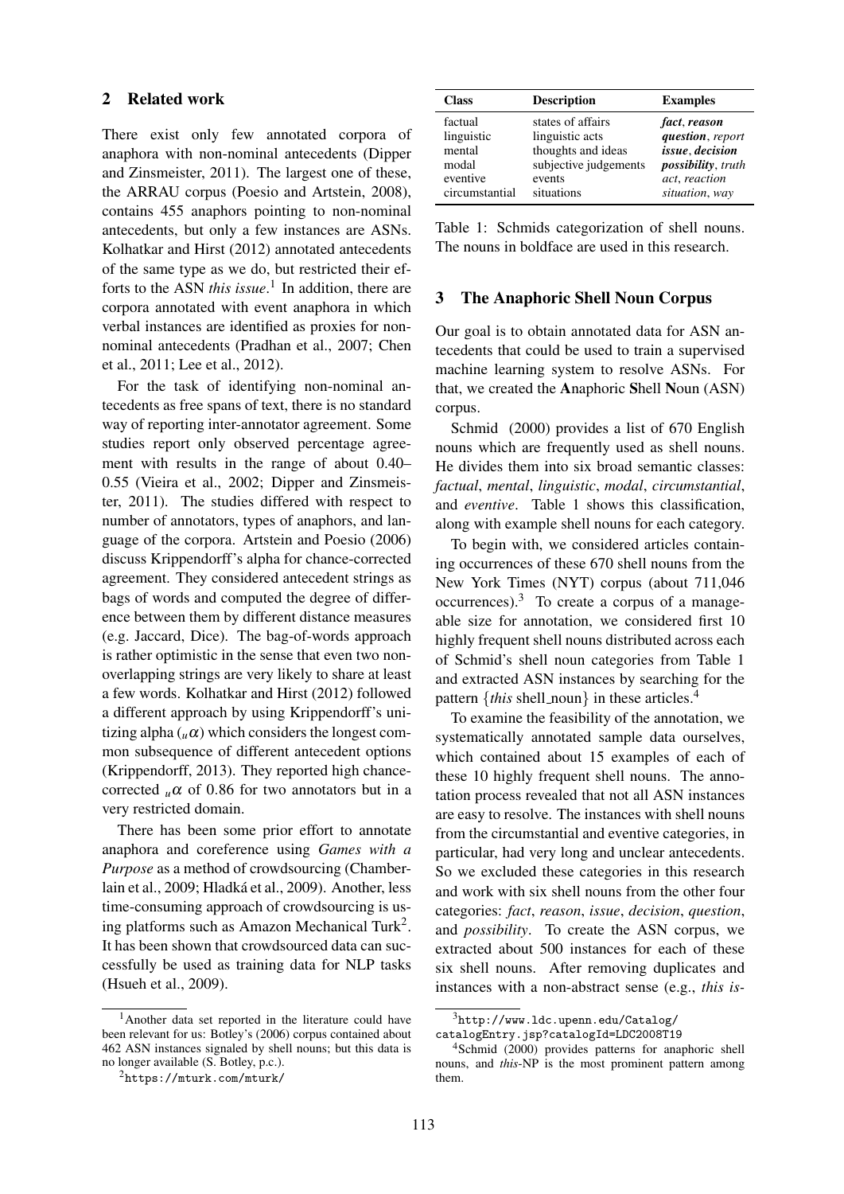## 2 Related work

There exist only few annotated corpora of anaphora with non-nominal antecedents (Dipper and Zinsmeister, 2011). The largest one of these, the ARRAU corpus (Poesio and Artstein, 2008), contains 455 anaphors pointing to non-nominal antecedents, but only a few instances are ASNs. Kolhatkar and Hirst (2012) annotated antecedents of the same type as we do, but restricted their efforts to the ASN *this issue*.[1] In addition, there are corpora annotated with event anaphora in which verbal instances are identified as proxies for non-nominal antecedents (Pradhan et al., 2007; Chen et al., 2011; Lee et al., 2012).

For the task of identifying non-nominal antecedents as free spans of text, there is no standard way of reporting inter-annotator agreement. Some studies report only observed percentage agreement with results in the range of about 0.40–0.55 (Vieira et al., 2002; Dipper and Zinsmeister, 2011). The studies differed with respect to number of annotators, types of anaphors, and language of the corpora. Artstein and Poesio (2006) discuss Krippendorff's alpha for chance-corrected agreement. They considered antecedent strings as bags of words and computed the degree of difference between them by different distance measures (e.g. Jaccard, Dice). The bag-of-words approach is rather optimistic in the sense that even two non-overlapping strings are very likely to share at least a few words. Kolhatkar and Hirst (2012) followed a different approach by using Krippendorff's unitizing alpha ($_u\alpha$) which considers the longest common subsequence of different antecedent options (Krippendorff, 2013). They reported high chance-corrected $_u\alpha$ of 0.86 for two annotators but in a very restricted domain.

There has been some prior effort to annotate anaphora and coreference using *Games with a Purpose* as a method of crowdsourcing (Chamberlain et al., 2009; Hladká et al., 2009). Another, less time-consuming approach of crowdsourcing is using platforms such as Amazon Mechanical Turk[2]. It has been shown that crowdsourced data can successfully be used as training data for NLP tasks (Hsueh et al., 2009).

[1] Another data set reported in the literature could have been relevant for us: Botley's (2006) corpus contained about 462 ASN instances signaled by shell nouns; but this data is no longer available (S. Botley, p.c.).

[2] https://mturk.com/mturk/

| Class | Description | Examples |
|---|---|---|
| factual | states of affairs | ***fact***, ***reason*** |
| linguistic | linguistic acts | ***question***, *report* |
| mental | thoughts and ideas | ***issue***, ***decision*** |
| modal | subjective judgements | ***possibility***, *truth* |
| eventive | events | *act*, *reaction* |
| circumstantial | situations | *situation*, *way* |

Table 1: Schmids categorization of shell nouns. The nouns in boldface are used in this research.

## 3 The Anaphoric Shell Noun Corpus

Our goal is to obtain annotated data for ASN antecedents that could be used to train a supervised machine learning system to resolve ASNs. For that, we created the **A**naphoric **S**hell **N**oun (ASN) corpus.

Schmid (2000) provides a list of 670 English nouns which are frequently used as shell nouns. He divides them into six broad semantic classes: *factual*, *mental*, *linguistic*, *modal*, *circumstantial*, and *eventive*. Table 1 shows this classification, along with example shell nouns for each category.

To begin with, we considered articles containing occurrences of these 670 shell nouns from the New York Times (NYT) corpus (about 711,046 occurrences).[3] To create a corpus of a manageable size for annotation, we considered first 10 highly frequent shell nouns distributed across each of Schmid's shell noun categories from Table 1 and extracted ASN instances by searching for the pattern {*this* shell_noun} in these articles.[4]

To examine the feasibility of the annotation, we systematically annotated sample data ourselves, which contained about 15 examples of each of these 10 highly frequent shell nouns. The annotation process revealed that not all ASN instances are easy to resolve. The instances with shell nouns from the circumstantial and eventive categories, in particular, had very long and unclear antecedents. So we excluded these categories in this research and work with six shell nouns from the other four categories: *fact*, *reason*, *issue*, *decision*, *question*, and *possibility*. To create the ASN corpus, we extracted about 500 instances for each of these six shell nouns. After removing duplicates and instances with a non-abstract sense (e.g., *this is-*

[3] http://www.ldc.upenn.edu/Catalog/catalogEntry.jsp?catalogId=LDC2008T19

[4] Schmid (2000) provides patterns for anaphoric shell nouns, and *this*-NP is the most prominent pattern among them.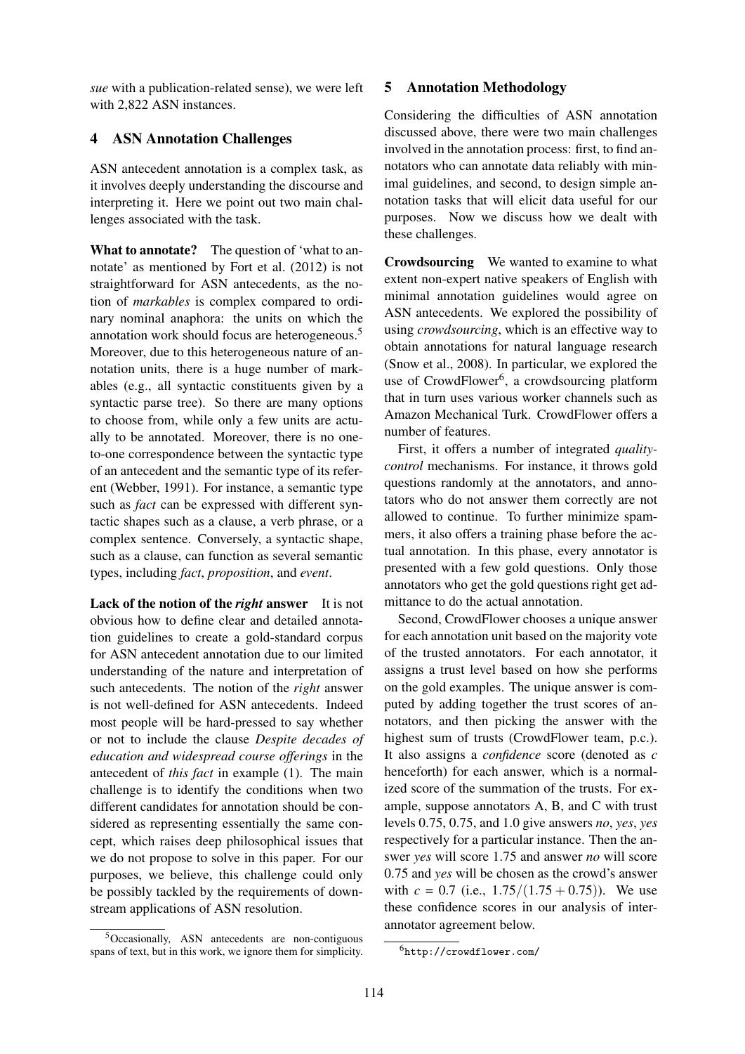*sue* with a publication-related sense), we were left with 2,822 ASN instances.

## 4 ASN Annotation Challenges

ASN antecedent annotation is a complex task, as it involves deeply understanding the discourse and interpreting it. Here we point out two main challenges associated with the task.

**What to annotate?** The question of 'what to annotate' as mentioned by Fort et al. (2012) is not straightforward for ASN antecedents, as the notion of *markables* is complex compared to ordinary nominal anaphora: the units on which the annotation work should focus are heterogeneous.[5] Moreover, due to this heterogeneous nature of annotation units, there is a huge number of markables (e.g., all syntactic constituents given by a syntactic parse tree). So there are many options to choose from, while only a few units are actually to be annotated. Moreover, there is no one-to-one correspondence between the syntactic type of an antecedent and the semantic type of its referent (Webber, 1991). For instance, a semantic type such as *fact* can be expressed with different syntactic shapes such as a clause, a verb phrase, or a complex sentence. Conversely, a syntactic shape, such as a clause, can function as several semantic types, including *fact*, *proposition*, and *event*.

**Lack of the notion of the *right* answer** It is not obvious how to define clear and detailed annotation guidelines to create a gold-standard corpus for ASN antecedent annotation due to our limited understanding of the nature and interpretation of such antecedents. The notion of the *right* answer is not well-defined for ASN antecedents. Indeed most people will be hard-pressed to say whether or not to include the clause *Despite decades of education and widespread course offerings* in the antecedent of *this fact* in example (1). The main challenge is to identify the conditions when two different candidates for annotation should be considered as representing essentially the same concept, which raises deep philosophical issues that we do not propose to solve in this paper. For our purposes, we believe, this challenge could only be possibly tackled by the requirements of downstream applications of ASN resolution.

[5] Occasionally, ASN antecedents are non-contiguous spans of text, but in this work, we ignore them for simplicity.

## 5 Annotation Methodology

Considering the difficulties of ASN annotation discussed above, there were two main challenges involved in the annotation process: first, to find annotators who can annotate data reliably with minimal guidelines, and second, to design simple annotation tasks that will elicit data useful for our purposes. Now we discuss how we dealt with these challenges.

**Crowdsourcing** We wanted to examine to what extent non-expert native speakers of English with minimal annotation guidelines would agree on ASN antecedents. We explored the possibility of using *crowdsourcing*, which is an effective way to obtain annotations for natural language research (Snow et al., 2008). In particular, we explored the use of CrowdFlower[6], a crowdsourcing platform that in turn uses various worker channels such as Amazon Mechanical Turk. CrowdFlower offers a number of features.

First, it offers a number of integrated *quality-control* mechanisms. For instance, it throws gold questions randomly at the annotators, and annotators who do not answer them correctly are not allowed to continue. To further minimize spammers, it also offers a training phase before the actual annotation. In this phase, every annotator is presented with a few gold questions. Only those annotators who get the gold questions right get admittance to do the actual annotation.

Second, CrowdFlower chooses a unique answer for each annotation unit based on the majority vote of the trusted annotators. For each annotator, it assigns a trust level based on how she performs on the gold examples. The unique answer is computed by adding together the trust scores of annotators, and then picking the answer with the highest sum of trusts (CrowdFlower team, p.c.). It also assigns a *confidence* score (denoted as $c$ henceforth) for each answer, which is a normalized score of the summation of the trusts. For example, suppose annotators A, B, and C with trust levels 0.75, 0.75, and 1.0 give answers *no*, *yes*, *yes* respectively for a particular instance. Then the answer *yes* will score 1.75 and answer *no* will score 0.75 and *yes* will be chosen as the crowd's answer with $c = 0.7$ (i.e., $1.75/(1.75+0.75)$). We use these confidence scores in our analysis of inter-annotator agreement below.

[6] http://crowdflower.com/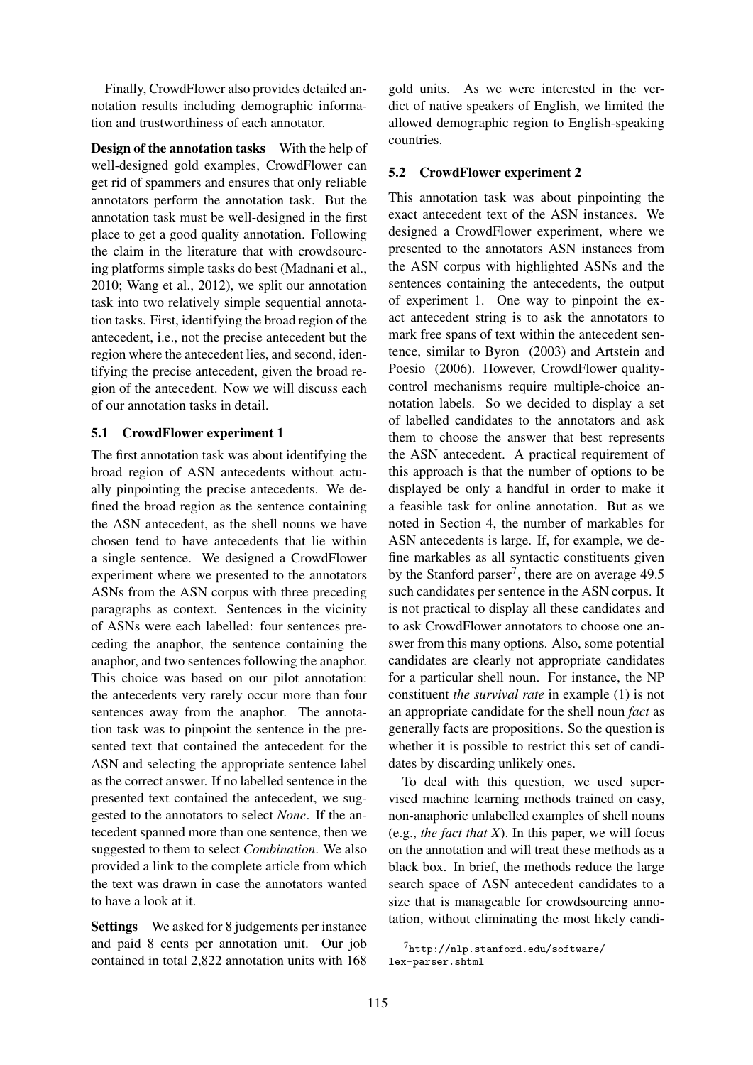Finally, CrowdFlower also provides detailed annotation results including demographic information and trustworthiness of each annotator.

**Design of the annotation tasks** With the help of well-designed gold examples, CrowdFlower can get rid of spammers and ensures that only reliable annotators perform the annotation task. But the annotation task must be well-designed in the first place to get a good quality annotation. Following the claim in the literature that with crowdsourcing platforms simple tasks do best (Madnani et al., 2010; Wang et al., 2012), we split our annotation task into two relatively simple sequential annotation tasks. First, identifying the broad region of the antecedent, i.e., not the precise antecedent but the region where the antecedent lies, and second, identifying the precise antecedent, given the broad region of the antecedent. Now we will discuss each of our annotation tasks in detail.

### 5.1 CrowdFlower experiment 1

The first annotation task was about identifying the broad region of ASN antecedents without actually pinpointing the precise antecedents. We defined the broad region as the sentence containing the ASN antecedent, as the shell nouns we have chosen tend to have antecedents that lie within a single sentence. We designed a CrowdFlower experiment where we presented to the annotators ASNs from the ASN corpus with three preceding paragraphs as context. Sentences in the vicinity of ASNs were each labelled: four sentences preceding the anaphor, the sentence containing the anaphor, and two sentences following the anaphor. This choice was based on our pilot annotation: the antecedents very rarely occur more than four sentences away from the anaphor. The annotation task was to pinpoint the sentence in the presented text that contained the antecedent for the ASN and selecting the appropriate sentence label as the correct answer. If no labelled sentence in the presented text contained the antecedent, we suggested to the annotators to select *None*. If the antecedent spanned more than one sentence, then we suggested to them to select *Combination*. We also provided a link to the complete article from which the text was drawn in case the annotators wanted to have a look at it.

**Settings** We asked for 8 judgements per instance and paid 8 cents per annotation unit. Our job contained in total 2,822 annotation units with 168 gold units. As we were interested in the verdict of native speakers of English, we limited the allowed demographic region to English-speaking countries.

### 5.2 CrowdFlower experiment 2

This annotation task was about pinpointing the exact antecedent text of the ASN instances. We designed a CrowdFlower experiment, where we presented to the annotators ASN instances from the ASN corpus with highlighted ASNs and the sentences containing the antecedents, the output of experiment 1. One way to pinpoint the exact antecedent string is to ask the annotators to mark free spans of text within the antecedent sentence, similar to Byron (2003) and Artstein and Poesio (2006). However, CrowdFlower quality-control mechanisms require multiple-choice annotation labels. So we decided to display a set of labelled candidates to the annotators and ask them to choose the answer that best represents the ASN antecedent. A practical requirement of this approach is that the number of options to be displayed be only a handful in order to make it a feasible task for online annotation. But as we noted in Section 4, the number of markables for ASN antecedents is large. If, for example, we define markables as all syntactic constituents given by the Stanford parser[7], there are on average 49.5 such candidates per sentence in the ASN corpus. It is not practical to display all these candidates and to ask CrowdFlower annotators to choose one answer from this many options. Also, some potential candidates are clearly not appropriate candidates for a particular shell noun. For instance, the NP constituent *the survival rate* in example (1) is not an appropriate candidate for the shell noun *fact* as generally facts are propositions. So the question is whether it is possible to restrict this set of candidates by discarding unlikely ones.

To deal with this question, we used supervised machine learning methods trained on easy, non-anaphoric unlabelled examples of shell nouns (e.g., *the fact that X*). In this paper, we will focus on the annotation and will treat these methods as a black box. In brief, the methods reduce the large search space of ASN antecedent candidates to a size that is manageable for crowdsourcing annotation, without eliminating the most likely candi-

[7] http://nlp.stanford.edu/software/lex-parser.shtml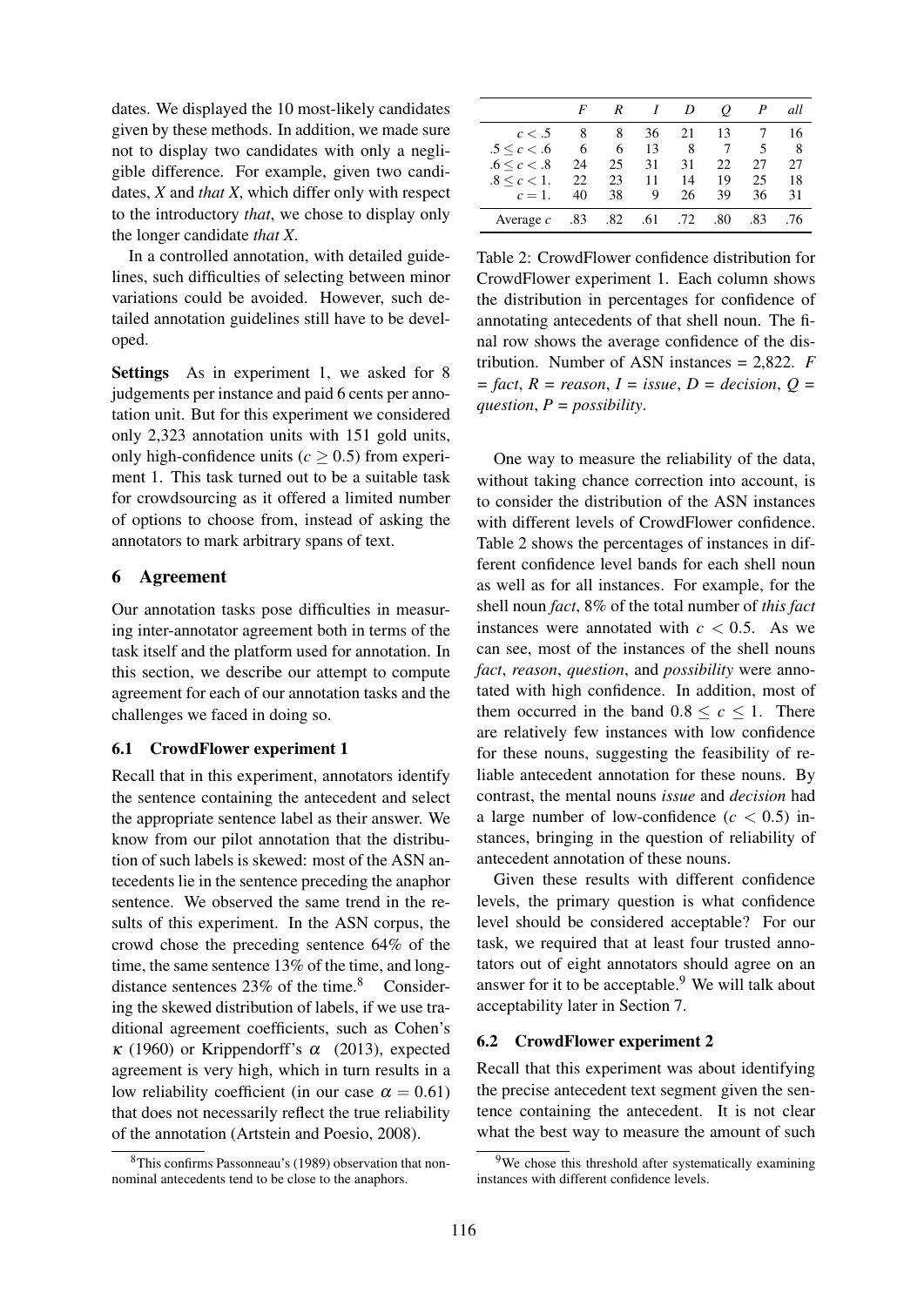dates. We displayed the 10 most-likely candidates given by these methods. In addition, we made sure not to display two candidates with only a negligible difference. For example, given two candidates, *X* and *that X*, which differ only with respect to the introductory *that*, we chose to display only the longer candidate *that X*.

In a controlled annotation, with detailed guidelines, such difficulties of selecting between minor variations could be avoided. However, such detailed annotation guidelines still have to be developed.

**Settings** As in experiment 1, we asked for 8 judgements per instance and paid 6 cents per annotation unit. But for this experiment we considered only 2,323 annotation units with 151 gold units, only high-confidence units ($c \geq 0.5$) from experiment 1. This task turned out to be a suitable task for crowdsourcing as it offered a limited number of options to choose from, instead of asking the annotators to mark arbitrary spans of text.

## 6 Agreement

Our annotation tasks pose difficulties in measuring inter-annotator agreement both in terms of the task itself and the platform used for annotation. In this section, we describe our attempt to compute agreement for each of our annotation tasks and the challenges we faced in doing so.

### 6.1 CrowdFlower experiment 1

Recall that in this experiment, annotators identify the sentence containing the antecedent and select the appropriate sentence label as their answer. We know from our pilot annotation that the distribution of such labels is skewed: most of the ASN antecedents lie in the sentence preceding the anaphor sentence. We observed the same trend in the results of this experiment. In the ASN corpus, the crowd chose the preceding sentence 64% of the time, the same sentence 13% of the time, and long-distance sentences 23% of the time.[8] Considering the skewed distribution of labels, if we use traditional agreement coefficients, such as Cohen's $\kappa$ (1960) or Krippendorff's $\alpha$ (2013), expected agreement is very high, which in turn results in a low reliability coefficient (in our case $\alpha = 0.61$) that does not necessarily reflect the true reliability of the annotation (Artstein and Poesio, 2008).

[8] This confirms Passonneau's (1989) observation that non-nominal antecedents tend to be close to the anaphors.

| | *F* | *R* | *I* | *D* | *Q* | *P* | *all* |
|---|---|---|---|---|---|---|---|
| $c < .5$ | 8 | 8 | 36 | 21 | 13 | 7 | 16 |
| $.5 \leq c < .6$ | 6 | 6 | 13 | 8 | 7 | 5 | 8 |
| $.6 \leq c < .8$ | 24 | 25 | 31 | 31 | 22 | 27 | 27 |
| $.8 \leq c < 1.$ | 22 | 23 | 11 | 14 | 19 | 25 | 18 |
| $c = 1.$ | 40 | 38 | 9 | 26 | 39 | 36 | 31 |
| Average $c$ | .83 | .82 | .61 | .72 | .80 | .83 | .76 |

Table 2: CrowdFlower confidence distribution for CrowdFlower experiment 1. Each column shows the distribution in percentages for confidence of annotating antecedents of that shell noun. The final row shows the average confidence of the distribution. Number of ASN instances = 2,822. *F = fact*, *R = reason*, *I = issue*, *D = decision*, *Q = question*, *P = possibility*.

One way to measure the reliability of the data, without taking chance correction into account, is to consider the distribution of the ASN instances with different levels of CrowdFlower confidence. Table 2 shows the percentages of instances in different confidence level bands for each shell noun as well as for all instances. For example, for the shell noun *fact*, 8% of the total number of *this fact* instances were annotated with $c < 0.5$. As we can see, most of the instances of the shell nouns *fact*, *reason*, *question*, and *possibility* were annotated with high confidence. In addition, most of them occurred in the band $0.8 \leq c \leq 1$. There are relatively few instances with low confidence for these nouns, suggesting the feasibility of reliable antecedent annotation for these nouns. By contrast, the mental nouns *issue* and *decision* had a large number of low-confidence ($c < 0.5$) instances, bringing in the question of reliability of antecedent annotation of these nouns.

Given these results with different confidence levels, the primary question is what confidence level should be considered acceptable? For our task, we required that at least four trusted annotators out of eight annotators should agree on an answer for it to be acceptable.[9] We will talk about acceptability later in Section 7.

### 6.2 CrowdFlower experiment 2

Recall that this experiment was about identifying the precise antecedent text segment given the sentence containing the antecedent. It is not clear what the best way to measure the amount of such

[9] We chose this threshold after systematically examining instances with different confidence levels.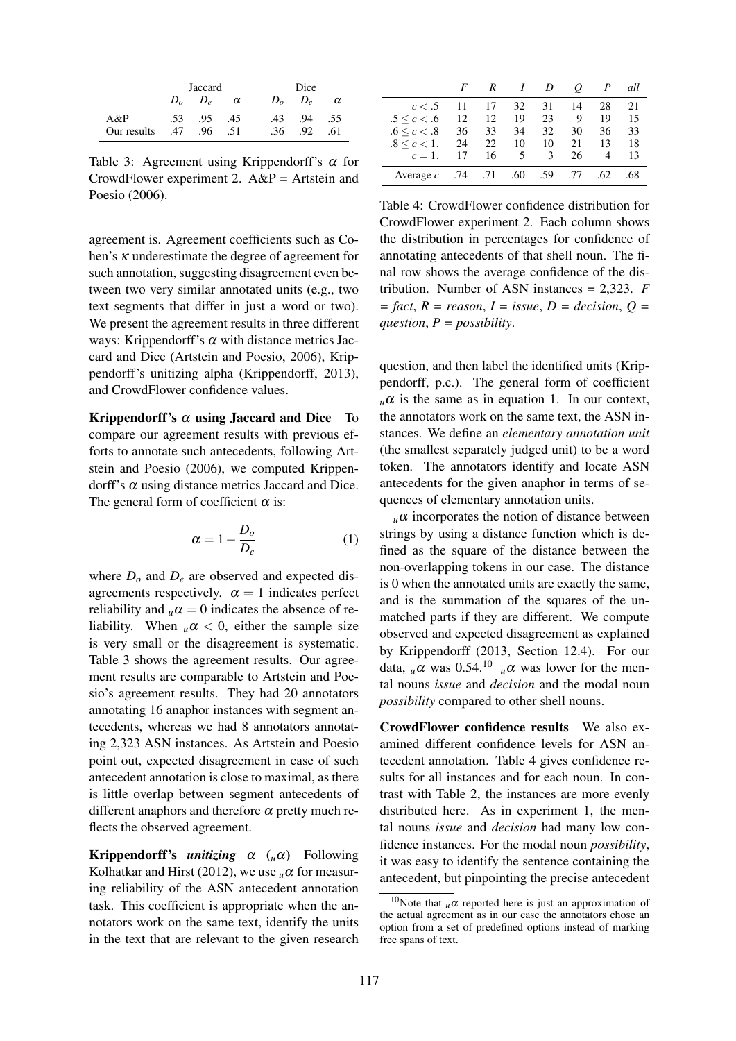| | Jaccard | | | Dice | | |
|---|---|---|---|---|---|---|
| | $D_o$ | $D_e$ | $\alpha$ | $D_o$ | $D_e$ | $\alpha$ |
| A&P | .53 | .95 | .45 | .43 | .94 | .55 |
| Our results | .47 | .96 | .51 | .36 | .92 | .61 |

Table 3: Agreement using Krippendorff's $\alpha$ for CrowdFlower experiment 2. A&P = Artstein and Poesio (2006).

agreement is. Agreement coefficients such as Cohen's $\kappa$ underestimate the degree of agreement for such annotation, suggesting disagreement even between two very similar annotated units (e.g., two text segments that differ in just a word or two). We present the agreement results in three different ways: Krippendorff's $\alpha$ with distance metrics Jaccard and Dice (Artstein and Poesio, 2006), Krippendorff's unitizing alpha (Krippendorff, 2013), and CrowdFlower confidence values.

**Krippendorff's $\alpha$ using Jaccard and Dice** To compare our agreement results with previous efforts to annotate such antecedents, following Artstein and Poesio (2006), we computed Krippendorff's $\alpha$ using distance metrics Jaccard and Dice. The general form of coefficient $\alpha$ is:

$$\alpha = 1 - \frac{D_o}{D_e} \quad (1)$$

where $D_o$ and $D_e$ are observed and expected disagreements respectively. $\alpha = 1$ indicates perfect reliability and ${}_u\alpha = 0$ indicates the absence of reliability. When ${}_u\alpha < 0$, either the sample size is very small or the disagreement is systematic. Table 3 shows the agreement results. Our agreement results are comparable to Artstein and Poesio's agreement results. They had 20 annotators annotating 16 anaphor instances with segment antecedents, whereas we had 8 annotators annotating 2,323 ASN instances. As Artstein and Poesio point out, expected disagreement in case of such antecedent annotation is close to maximal, as there is little overlap between segment antecedents of different anaphors and therefore $\alpha$ pretty much reflects the observed agreement.

**Krippendorff's *unitizing* $\alpha$ (${}_u\alpha$)** Following Kolhatkar and Hirst (2012), we use ${}_u\alpha$ for measuring reliability of the ASN antecedent annotation task. This coefficient is appropriate when the annotators work on the same text, identify the units in the text that are relevant to the given research question, and then label the identified units (Krippendorff, p.c.). The general form of coefficient ${}_u\alpha$ is the same as in equation 1. In our context, the annotators work on the same text, the ASN instances. We define an *elementary annotation unit* (the smallest separately judged unit) to be a word token. The annotators identify and locate ASN antecedents for the given anaphor in terms of sequences of elementary annotation units.

${}_u\alpha$ incorporates the notion of distance between strings by using a distance function which is defined as the square of the distance between the non-overlapping tokens in our case. The distance is 0 when the annotated units are exactly the same, and is the summation of the squares of the unmatched parts if they are different. We compute observed and expected disagreement as explained by Krippendorff (2013, Section 12.4). For our data, ${}_u\alpha$ was 0.54.[10] ${}_u\alpha$ was lower for the mental nouns *issue* and *decision* and the modal noun *possibility* compared to other shell nouns.

| | *F* | *R* | *I* | *D* | *Q* | *P* | *all* |
|---|---|---|---|---|---|---|---|
| $c < .5$ | 11 | 17 | 32 | 31 | 14 | 28 | 21 |
| $.5 \leq c < .6$ | 12 | 12 | 19 | 23 | 9 | 19 | 15 |
| $.6 \leq c < .8$ | 36 | 33 | 34 | 32 | 30 | 36 | 33 |
| $.8 \leq c < 1.$ | 24 | 22 | 10 | 10 | 21 | 13 | 18 |
| $c = 1.$ | 17 | 16 | 5 | 3 | 26 | 4 | 13 |
| Average $c$ | .74 | .71 | .60 | .59 | .77 | .62 | .68 |

Table 4: CrowdFlower confidence distribution for CrowdFlower experiment 2. Each column shows the distribution in percentages for confidence of annotating antecedents of that shell noun. The final row shows the average confidence of the distribution. Number of ASN instances = 2,323. *F = fact*, *R = reason*, *I = issue*, *D = decision*, *Q = question*, *P = possibility*.

**CrowdFlower confidence results** We also examined different confidence levels for ASN antecedent annotation. Table 4 gives confidence results for all instances and for each noun. In contrast with Table 2, the instances are more evenly distributed here. As in experiment 1, the mental nouns *issue* and *decision* had many low confidence instances. For the modal noun *possibility*, it was easy to identify the sentence containing the antecedent, but pinpointing the precise antecedent

[10] Note that ${}_u\alpha$ reported here is just an approximation of the actual agreement as in our case the annotators chose an option from a set of predefined options instead of marking free spans of text.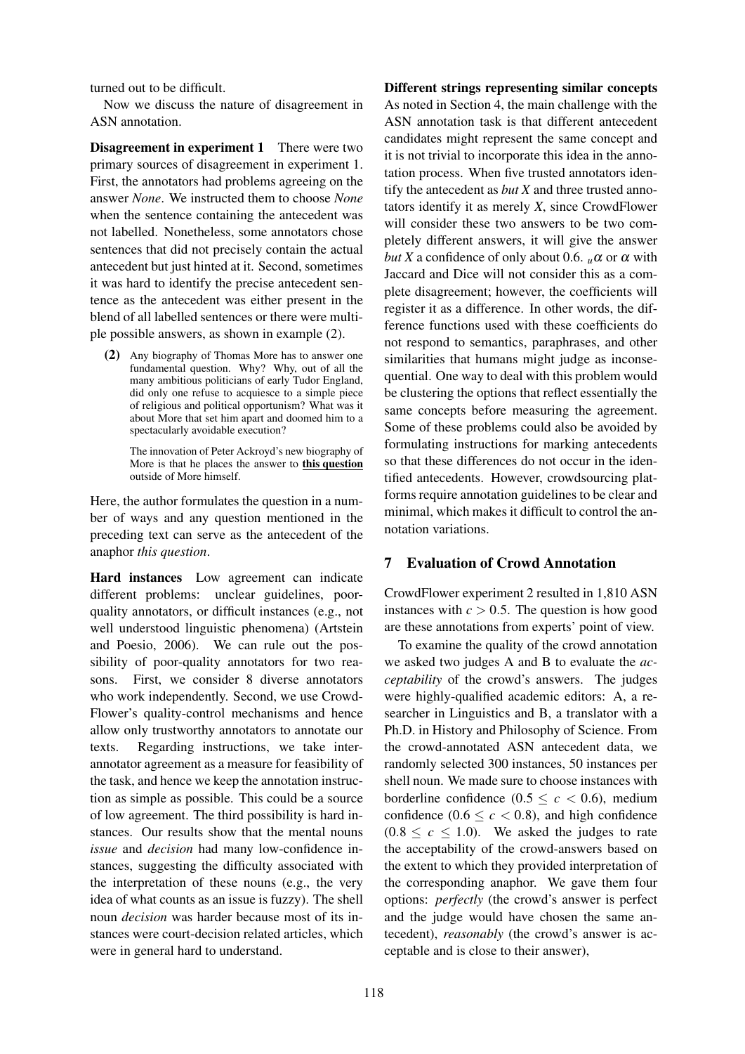turned out to be difficult.

Now we discuss the nature of disagreement in ASN annotation.

**Disagreement in experiment 1** There were two primary sources of disagreement in experiment 1. First, the annotators had problems agreeing on the answer *None*. We instructed them to choose *None* when the sentence containing the antecedent was not labelled. Nonetheless, some annotators chose sentences that did not precisely contain the actual antecedent but just hinted at it. Second, sometimes it was hard to identify the precise antecedent sentence as the antecedent was either present in the blend of all labelled sentences or there were multiple possible answers, as shown in example (2).

**(2)** Any biography of Thomas More has to answer one fundamental question. Why? Why, out of all the many ambitious politicians of early Tudor England, did only one refuse to acquiesce to a simple piece of religious and political opportunism? What was it about More that set him apart and doomed him to a spectacularly avoidable execution?

The innovation of Peter Ackroyd's new biography of More is that he places the answer to **this question** outside of More himself.

Here, the author formulates the question in a number of ways and any question mentioned in the preceding text can serve as the antecedent of the anaphor *this question*.

**Hard instances** Low agreement can indicate different problems: unclear guidelines, poor-quality annotators, or difficult instances (e.g., not well understood linguistic phenomena) (Artstein and Poesio, 2006). We can rule out the possibility of poor-quality annotators for two reasons. First, we consider 8 diverse annotators who work independently. Second, we use CrowdFlower's quality-control mechanisms and hence allow only trustworthy annotators to annotate our texts. Regarding instructions, we take inter-annotator agreement as a measure for feasibility of the task, and hence we keep the annotation instruction as simple as possible. This could be a source of low agreement. The third possibility is hard instances. Our results show that the mental nouns *issue* and *decision* had many low-confidence instances, suggesting the difficulty associated with the interpretation of these nouns (e.g., the very idea of what counts as an issue is fuzzy). The shell noun *decision* was harder because most of its instances were court-decision related articles, which were in general hard to understand.

**Different strings representing similar concepts** As noted in Section 4, the main challenge with the ASN annotation task is that different antecedent candidates might represent the same concept and it is not trivial to incorporate this idea in the annotation process. When five trusted annotators identify the antecedent as *but X* and three trusted annotators identify it as merely *X*, since CrowdFlower will consider these two answers to be two completely different answers, it will give the answer *but X* a confidence of only about 0.6. $_u\alpha$ or $\alpha$ with Jaccard and Dice will not consider this as a complete disagreement; however, the coefficients will register it as a difference. In other words, the difference functions used with these coefficients do not respond to semantics, paraphrases, and other similarities that humans might judge as inconsequential. One way to deal with this problem would be clustering the options that reflect essentially the same concepts before measuring the agreement. Some of these problems could also be avoided by formulating instructions for marking antecedents so that these differences do not occur in the identified antecedents. However, crowdsourcing platforms require annotation guidelines to be clear and minimal, which makes it difficult to control the annotation variations.

## 7 Evaluation of Crowd Annotation

CrowdFlower experiment 2 resulted in 1,810 ASN instances with $c > 0.5$. The question is how good are these annotations from experts' point of view.

To examine the quality of the crowd annotation we asked two judges A and B to evaluate the *acceptability* of the crowd's answers. The judges were highly-qualified academic editors: A, a researcher in Linguistics and B, a translator with a Ph.D. in History and Philosophy of Science. From the crowd-annotated ASN antecedent data, we randomly selected 300 instances, 50 instances per shell noun. We made sure to choose instances with borderline confidence ($0.5 \le c < 0.6$), medium confidence ($0.6 \le c < 0.8$), and high confidence ($0.8 \le c \le 1.0$). We asked the judges to rate the acceptability of the crowd-answers based on the extent to which they provided interpretation of the corresponding anaphor. We gave them four options: *perfectly* (the crowd's answer is perfect and the judge would have chosen the same antecedent), *reasonably* (the crowd's answer is acceptable and is close to their answer),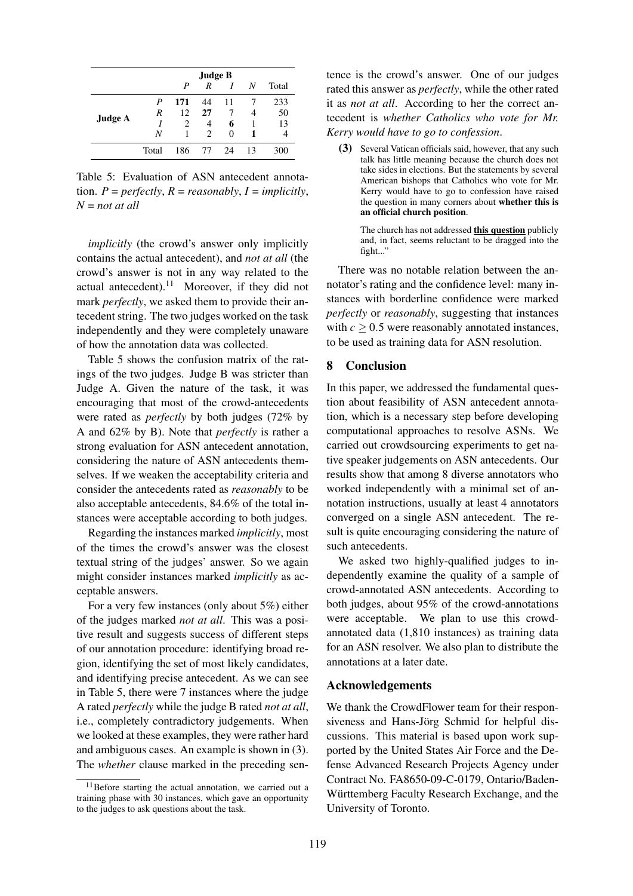| | | Judge B | | | | |
|---|---|---|---|---|---|---|
| | | *P* | *R* | *I* | *N* | Total |
| Judge A | *P* | **171** | 44 | 11 | 7 | 233 |
| | *R* | 12 | **27** | 7 | 4 | 50 |
| | *I* | 2 | 4 | **6** | 1 | 13 |
| | *N* | 1 | 2 | 0 | **1** | 4 |
| | Total | 186 | 77 | 24 | 13 | 300 |

Table 5: Evaluation of ASN antecedent annotation. *P* = *perfectly*, *R* = *reasonably*, *I* = *implicitly*, *N* = *not at all*

*implicitly* (the crowd's answer only implicitly contains the actual antecedent), and *not at all* (the crowd's answer is not in any way related to the actual antecedent).[11] Moreover, if they did not mark *perfectly*, we asked them to provide their antecedent string. The two judges worked on the task independently and they were completely unaware of how the annotation data was collected.

Table 5 shows the confusion matrix of the ratings of the two judges. Judge B was stricter than Judge A. Given the nature of the task, it was encouraging that most of the crowd-antecedents were rated as *perfectly* by both judges (72% by A and 62% by B). Note that *perfectly* is rather a strong evaluation for ASN antecedent annotation, considering the nature of ASN antecedents themselves. If we weaken the acceptability criteria and consider the antecedents rated as *reasonably* to be also acceptable antecedents, 84.6% of the total instances were acceptable according to both judges.

Regarding the instances marked *implicitly*, most of the times the crowd's answer was the closest textual string of the judges' answer. So we again might consider instances marked *implicitly* as acceptable answers.

For a very few instances (only about 5%) either of the judges marked *not at all*. This was a positive result and suggests success of different steps of our annotation procedure: identifying broad region, identifying the set of most likely candidates, and identifying precise antecedent. As we can see in Table 5, there were 7 instances where the judge A rated *perfectly* while the judge B rated *not at all*, i.e., completely contradictory judgements. When we looked at these examples, they were rather hard and ambiguous cases. An example is shown in (3). The *whether* clause marked in the preceding sentence is the crowd's answer. One of our judges rated this answer as *perfectly*, while the other rated it as *not at all*. According to her the correct antecedent is *whether Catholics who vote for Mr. Kerry would have to go to confession*.

**(3)** Several Vatican officials said, however, that any such talk has little meaning because the church does not take sides in elections. But the statements by several American bishops that Catholics who vote for Mr. Kerry would have to go to confession have raised the question in many corners about **whether this is an official church position**.

The church has not addressed **<u>this question</u>** publicly and, in fact, seems reluctant to be dragged into the fight..."

There was no notable relation between the annotator's rating and the confidence level: many instances with borderline confidence were marked *perfectly* or *reasonably*, suggesting that instances with $c \geq 0.5$ were reasonably annotated instances, to be used as training data for ASN resolution.

## 8 Conclusion

In this paper, we addressed the fundamental question about feasibility of ASN antecedent annotation, which is a necessary step before developing computational approaches to resolve ASNs. We carried out crowdsourcing experiments to get native speaker judgements on ASN antecedents. Our results show that among 8 diverse annotators who worked independently with a minimal set of annotation instructions, usually at least 4 annotators converged on a single ASN antecedent. The result is quite encouraging considering the nature of such antecedents.

We asked two highly-qualified judges to independently examine the quality of a sample of crowd-annotated ASN antecedents. According to both judges, about 95% of the crowd-annotations were acceptable. We plan to use this crowd-annotated data (1,810 instances) as training data for an ASN resolver. We also plan to distribute the annotations at a later date.

## Acknowledgements

We thank the CrowdFlower team for their responsiveness and Hans-Jörg Schmid for helpful discussions. This material is based upon work supported by the United States Air Force and the Defense Advanced Research Projects Agency under Contract No. FA8650-09-C-0179, Ontario/Baden-Württemberg Faculty Research Exchange, and the University of Toronto.

[11] Before starting the actual annotation, we carried out a training phase with 30 instances, which gave an opportunity to the judges to ask questions about the task.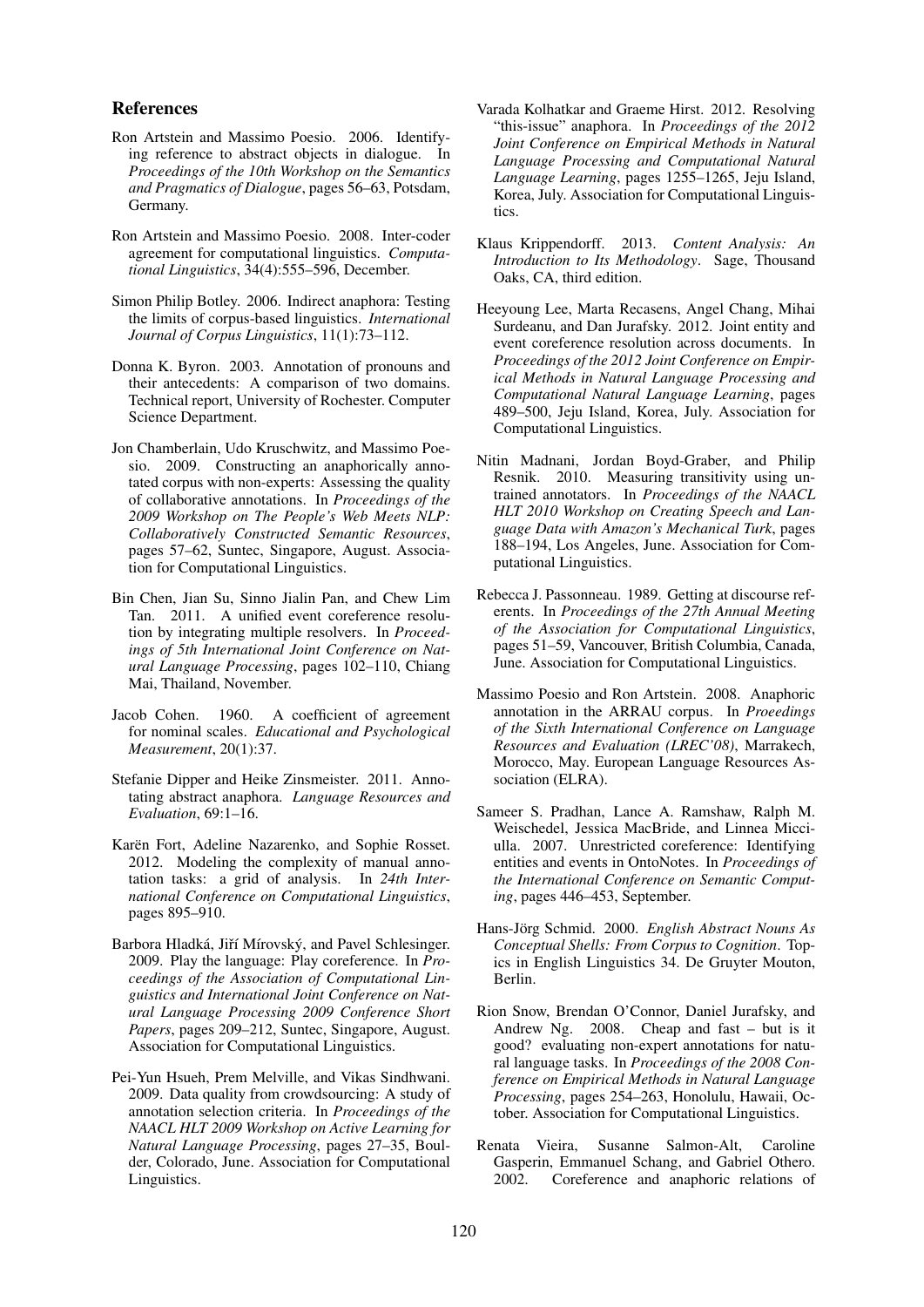## References

Ron Artstein and Massimo Poesio. 2006. Identifying reference to abstract objects in dialogue. In *Proceedings of the 10th Workshop on the Semantics and Pragmatics of Dialogue*, pages 56–63, Potsdam, Germany.

Ron Artstein and Massimo Poesio. 2008. Inter-coder agreement for computational linguistics. *Computational Linguistics*, 34(4):555–596, December.

Simon Philip Botley. 2006. Indirect anaphora: Testing the limits of corpus-based linguistics. *International Journal of Corpus Linguistics*, 11(1):73–112.

Donna K. Byron. 2003. Annotation of pronouns and their antecedents: A comparison of two domains. Technical report, University of Rochester. Computer Science Department.

Jon Chamberlain, Udo Kruschwitz, and Massimo Poesio. 2009. Constructing an anaphorically annotated corpus with non-experts: Assessing the quality of collaborative annotations. In *Proceedings of the 2009 Workshop on The People's Web Meets NLP: Collaboratively Constructed Semantic Resources*, pages 57–62, Suntec, Singapore, August. Association for Computational Linguistics.

Bin Chen, Jian Su, Sinno Jialin Pan, and Chew Lim Tan. 2011. A unified event coreference resolution by integrating multiple resolvers. In *Proceedings of 5th International Joint Conference on Natural Language Processing*, pages 102–110, Chiang Mai, Thailand, November.

Jacob Cohen. 1960. A coefficient of agreement for nominal scales. *Educational and Psychological Measurement*, 20(1):37.

Stefanie Dipper and Heike Zinsmeister. 2011. Annotating abstract anaphora. *Language Resources and Evaluation*, 69:1–16.

Karën Fort, Adeline Nazarenko, and Sophie Rosset. 2012. Modeling the complexity of manual annotation tasks: a grid of analysis. In *24th International Conference on Computational Linguistics*, pages 895–910.

Barbora Hladká, Jiří Mírovský, and Pavel Schlesinger. 2009. Play the language: Play coreference. In *Proceedings of the Association of Computational Linguistics and International Joint Conference on Natural Language Processing 2009 Conference Short Papers*, pages 209–212, Suntec, Singapore, August. Association for Computational Linguistics.

Pei-Yun Hsueh, Prem Melville, and Vikas Sindhwani. 2009. Data quality from crowdsourcing: A study of annotation selection criteria. In *Proceedings of the NAACL HLT 2009 Workshop on Active Learning for Natural Language Processing*, pages 27–35, Boulder, Colorado, June. Association for Computational Linguistics.

Varada Kolhatkar and Graeme Hirst. 2012. Resolving "this-issue" anaphora. In *Proceedings of the 2012 Joint Conference on Empirical Methods in Natural Language Processing and Computational Natural Language Learning*, pages 1255–1265, Jeju Island, Korea, July. Association for Computational Linguistics.

Klaus Krippendorff. 2013. *Content Analysis: An Introduction to Its Methodology*. Sage, Thousand Oaks, CA, third edition.

Heeyoung Lee, Marta Recasens, Angel Chang, Mihai Surdeanu, and Dan Jurafsky. 2012. Joint entity and event coreference resolution across documents. In *Proceedings of the 2012 Joint Conference on Empirical Methods in Natural Language Processing and Computational Natural Language Learning*, pages 489–500, Jeju Island, Korea, July. Association for Computational Linguistics.

Nitin Madnani, Jordan Boyd-Graber, and Philip Resnik. 2010. Measuring transitivity using untrained annotators. In *Proceedings of the NAACL HLT 2010 Workshop on Creating Speech and Language Data with Amazon's Mechanical Turk*, pages 188–194, Los Angeles, June. Association for Computational Linguistics.

Rebecca J. Passonneau. 1989. Getting at discourse referents. In *Proceedings of the 27th Annual Meeting of the Association for Computational Linguistics*, pages 51–59, Vancouver, British Columbia, Canada, June. Association for Computational Linguistics.

Massimo Poesio and Ron Artstein. 2008. Anaphoric annotation in the ARRAU corpus. In *Proeedings of the Sixth International Conference on Language Resources and Evaluation (LREC'08)*, Marrakech, Morocco, May. European Language Resources Association (ELRA).

Sameer S. Pradhan, Lance A. Ramshaw, Ralph M. Weischedel, Jessica MacBride, and Linnea Micciulla. 2007. Unrestricted coreference: Identifying entities and events in OntoNotes. In *Proceedings of the International Conference on Semantic Computing*, pages 446–453, September.

Hans-Jörg Schmid. 2000. *English Abstract Nouns As Conceptual Shells: From Corpus to Cognition*. Topics in English Linguistics 34. De Gruyter Mouton, Berlin.

Rion Snow, Brendan O'Connor, Daniel Jurafsky, and Andrew Ng. 2008. Cheap and fast – but is it good? evaluating non-expert annotations for natural language tasks. In *Proceedings of the 2008 Conference on Empirical Methods in Natural Language Processing*, pages 254–263, Honolulu, Hawaii, October. Association for Computational Linguistics.

Renata Vieira, Susanne Salmon-Alt, Caroline Gasperin, Emmanuel Schang, and Gabriel Othero. 2002. Coreference and anaphoric relations of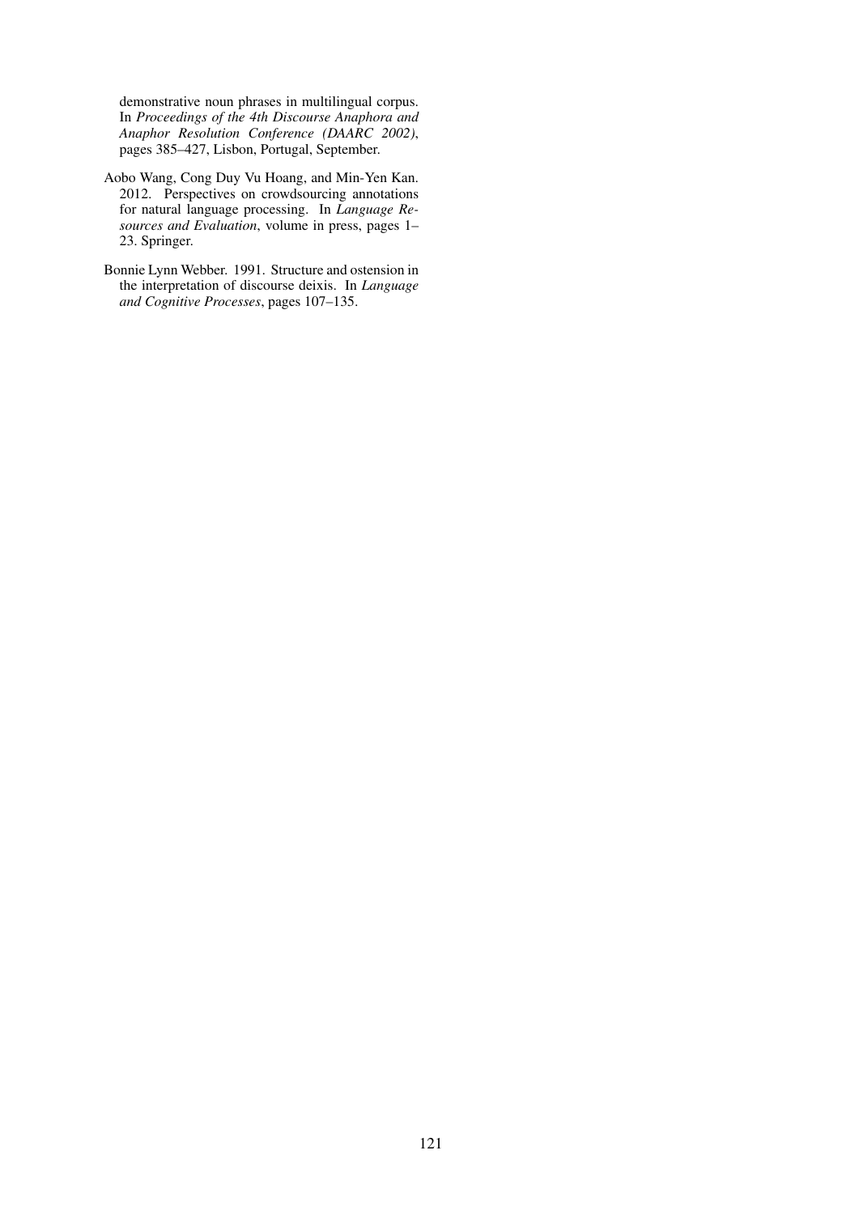demonstrative noun phrases in multilingual corpus. In *Proceedings of the 4th Discourse Anaphora and Anaphor Resolution Conference (DAARC 2002)*, pages 385–427, Lisbon, Portugal, September.

Aobo Wang, Cong Duy Vu Hoang, and Min-Yen Kan. 2012. Perspectives on crowdsourcing annotations for natural language processing. In *Language Resources and Evaluation*, volume in press, pages 1–23. Springer.

Bonnie Lynn Webber. 1991. Structure and ostension in the interpretation of discourse deixis. In *Language and Cognitive Processes*, pages 107–135.